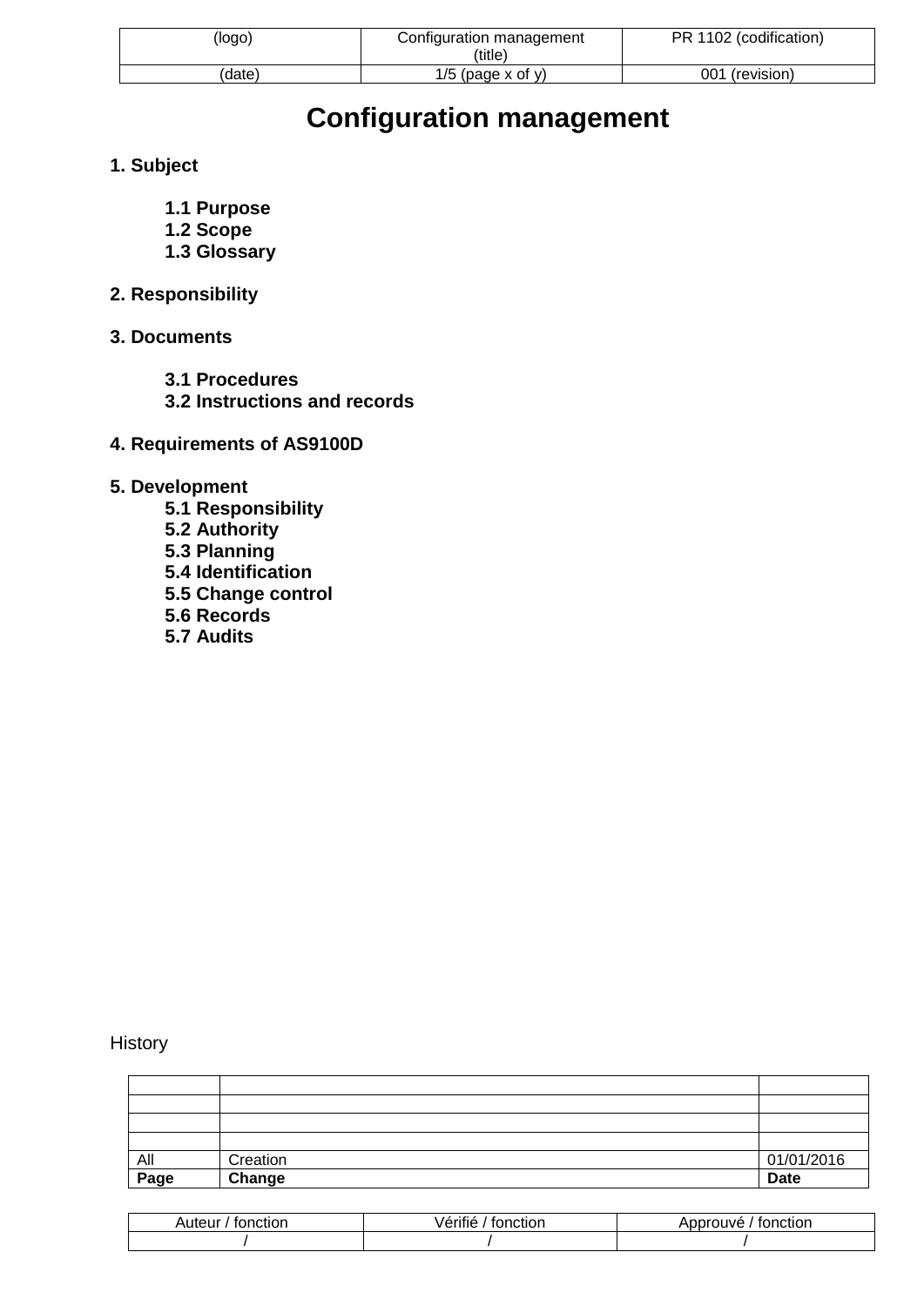# Configuration management

**1. Subject**

- **1.1 Purpose**
- **1.2 Scope**
- **1.3 Glossary**

**2. Responsibility**

**3. Documents**

- **3.1 Procedures**
- **3.2 Instructions and records**

**4. Requirements of AS9100D**

**5. Development**

- **5.1 Responsibility**
- **5.2 Authority**
- **5.3 Planning**
- **5.4 Identification**
- **5.5 Change control**
- **5.6 Records**
- **5.7 Audits**

History

| | | |
|---|---|---|
| | | |
| | | |
| | | |
| | | |
| All | Creation | 01/01/2016 |
| **Page** | **Change** | **Date** |

| Auteur / fonction | Vérifié / fonction | Approuvé / fonction |
|---|---|---|
| / | / | / |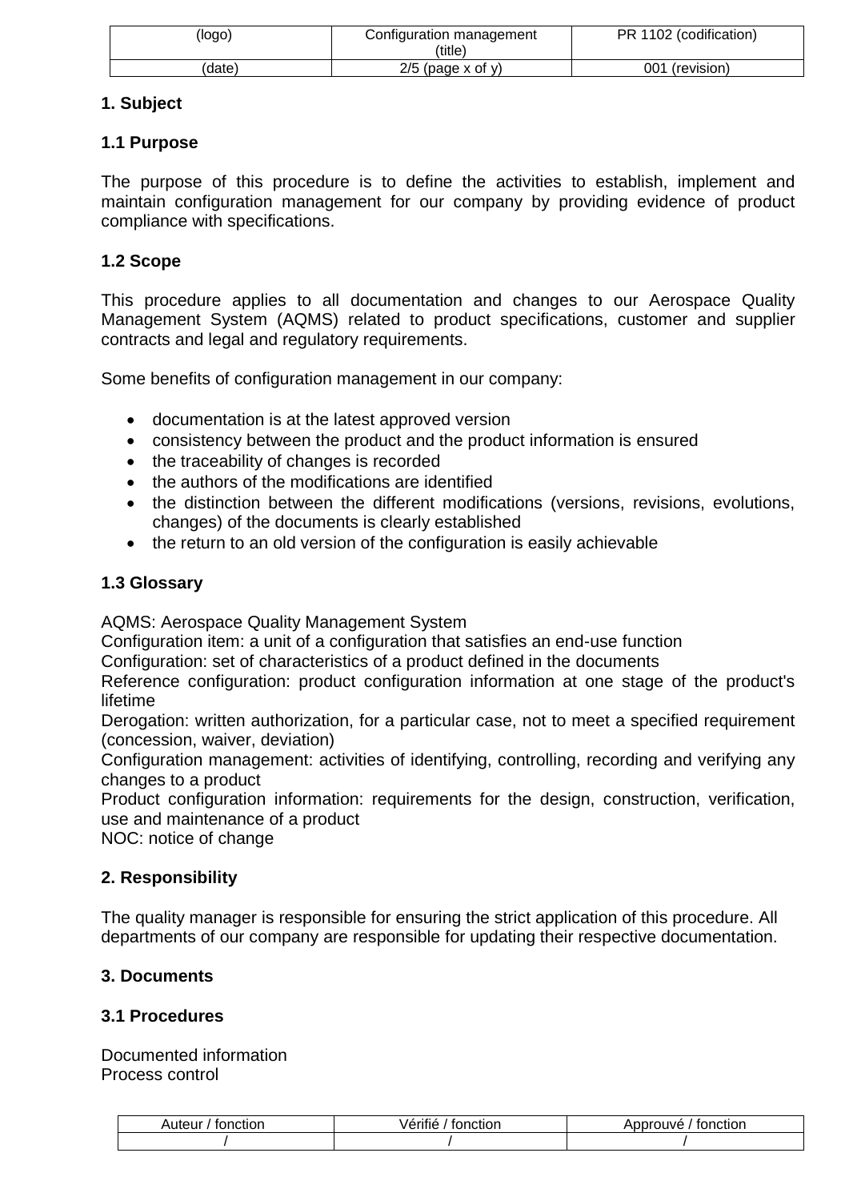## 1. Subject

### 1.1 Purpose

The purpose of this procedure is to define the activities to establish, implement and maintain configuration management for our company by providing evidence of product compliance with specifications.

### 1.2 Scope

This procedure applies to all documentation and changes to our Aerospace Quality Management System (AQMS) related to product specifications, customer and supplier contracts and legal and regulatory requirements.

Some benefits of configuration management in our company:

- documentation is at the latest approved version
- consistency between the product and the product information is ensured
- the traceability of changes is recorded
- the authors of the modifications are identified
- the distinction between the different modifications (versions, revisions, evolutions, changes) of the documents is clearly established
- the return to an old version of the configuration is easily achievable

### 1.3 Glossary

AQMS: Aerospace Quality Management System
Configuration item: a unit of a configuration that satisfies an end-use function
Configuration: set of characteristics of a product defined in the documents
Reference configuration: product configuration information at one stage of the product's lifetime
Derogation: written authorization, for a particular case, not to meet a specified requirement (concession, waiver, deviation)
Configuration management: activities of identifying, controlling, recording and verifying any changes to a product
Product configuration information: requirements for the design, construction, verification, use and maintenance of a product
NOC: notice of change

## 2. Responsibility

The quality manager is responsible for ensuring the strict application of this procedure. All departments of our company are responsible for updating their respective documentation.

## 3. Documents

### 3.1 Procedures

Documented information
Process control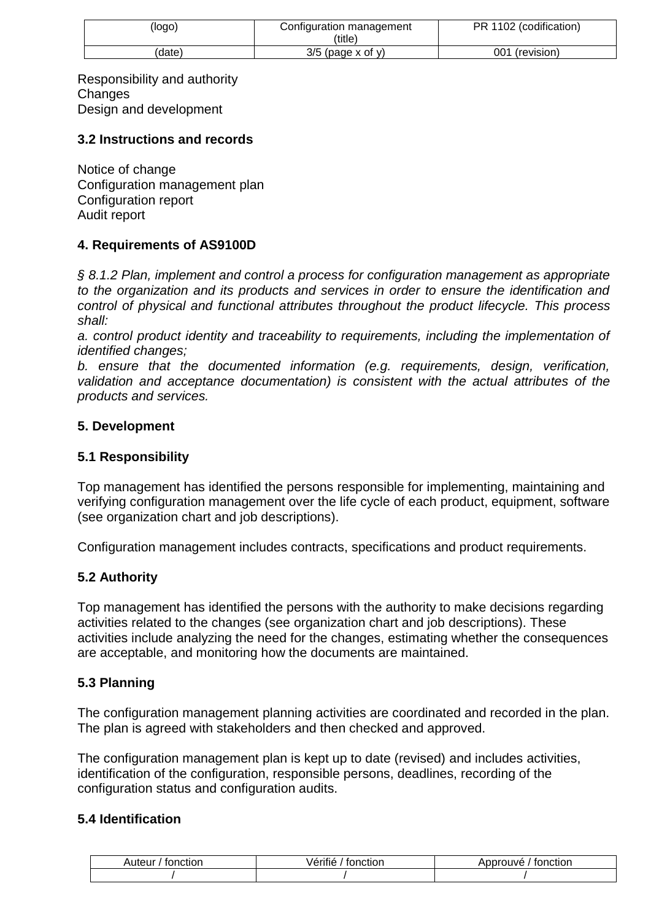Responsibility and authority
Changes
Design and development

### 3.2 Instructions and records

Notice of change
Configuration management plan
Configuration report
Audit report

## 4. Requirements of AS9100D

*§ 8.1.2 Plan, implement and control a process for configuration management as appropriate to the organization and its products and services in order to ensure the identification and control of physical and functional attributes throughout the product lifecycle. This process shall:*
*a. control product identity and traceability to requirements, including the implementation of identified changes;*
*b. ensure that the documented information (e.g. requirements, design, verification, validation and acceptance documentation) is consistent with the actual attributes of the products and services.*

## 5. Development

### 5.1 Responsibility

Top management has identified the persons responsible for implementing, maintaining and verifying configuration management over the life cycle of each product, equipment, software (see organization chart and job descriptions).

Configuration management includes contracts, specifications and product requirements.

### 5.2 Authority

Top management has identified the persons with the authority to make decisions regarding activities related to the changes (see organization chart and job descriptions). These activities include analyzing the need for the changes, estimating whether the consequences are acceptable, and monitoring how the documents are maintained.

### 5.3 Planning

The configuration management planning activities are coordinated and recorded in the plan. The plan is agreed with stakeholders and then checked and approved.

The configuration management plan is kept up to date (revised) and includes activities, identification of the configuration, responsible persons, deadlines, recording of the configuration status and configuration audits.

### 5.4 Identification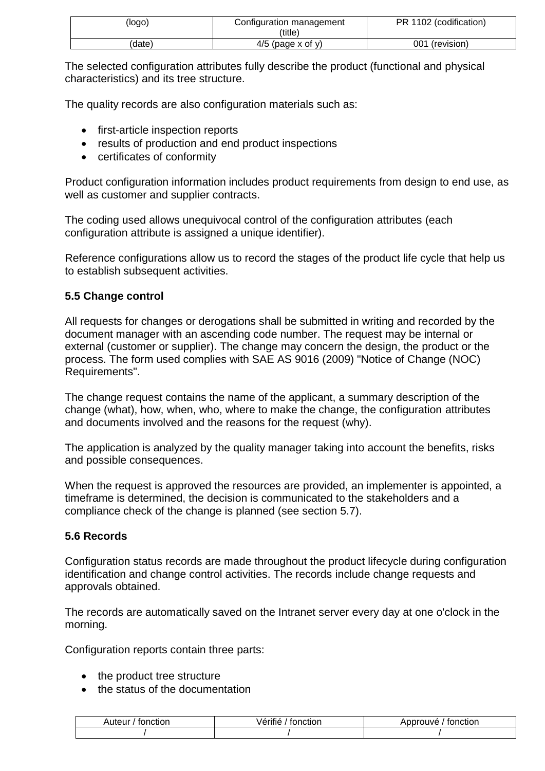The selected configuration attributes fully describe the product (functional and physical characteristics) and its tree structure.

The quality records are also configuration materials such as:

- first-article inspection reports
- results of production and end product inspections
- certificates of conformity

Product configuration information includes product requirements from design to end use, as well as customer and supplier contracts.

The coding used allows unequivocal control of the configuration attributes (each configuration attribute is assigned a unique identifier).

Reference configurations allow us to record the stages of the product life cycle that help us to establish subsequent activities.

### 5.5 Change control

All requests for changes or derogations shall be submitted in writing and recorded by the document manager with an ascending code number. The request may be internal or external (customer or supplier). The change may concern the design, the product or the process. The form used complies with SAE AS 9016 (2009) "Notice of Change (NOC) Requirements".

The change request contains the name of the applicant, a summary description of the change (what), how, when, who, where to make the change, the configuration attributes and documents involved and the reasons for the request (why).

The application is analyzed by the quality manager taking into account the benefits, risks and possible consequences.

When the request is approved the resources are provided, an implementer is appointed, a timeframe is determined, the decision is communicated to the stakeholders and a compliance check of the change is planned (see section 5.7).

### 5.6 Records

Configuration status records are made throughout the product lifecycle during configuration identification and change control activities. The records include change requests and approvals obtained.

The records are automatically saved on the Intranet server every day at one o'clock in the morning.

Configuration reports contain three parts:

- the product tree structure
- the status of the documentation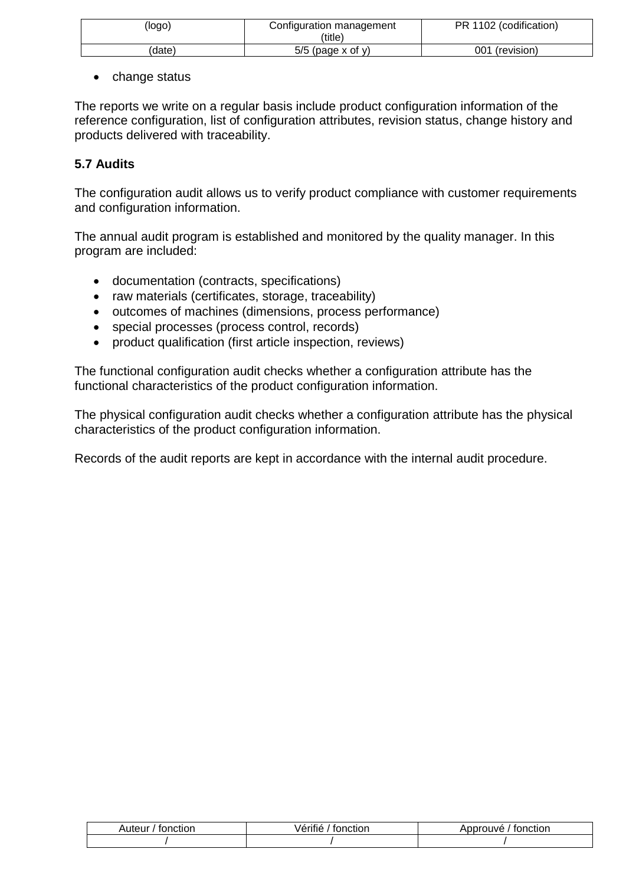- change status

The reports we write on a regular basis include product configuration information of the reference configuration, list of configuration attributes, revision status, change history and products delivered with traceability.

**5.7 Audits**

The configuration audit allows us to verify product compliance with customer requirements and configuration information.

The annual audit program is established and monitored by the quality manager. In this program are included:

- documentation (contracts, specifications)
- raw materials (certificates, storage, traceability)
- outcomes of machines (dimensions, process performance)
- special processes (process control, records)
- product qualification (first article inspection, reviews)

The functional configuration audit checks whether a configuration attribute has the functional characteristics of the product configuration information.

The physical configuration audit checks whether a configuration attribute has the physical characteristics of the product configuration information.

Records of the audit reports are kept in accordance with the internal audit procedure.